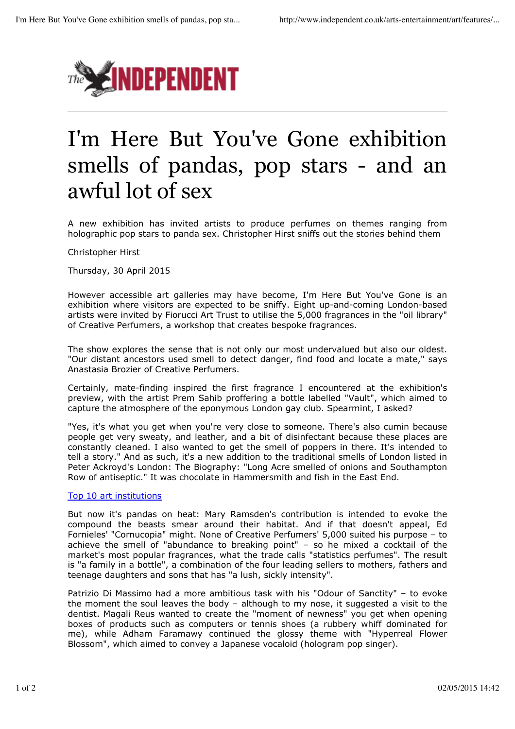# I'm Here But You've Gone exhibition smells of pandas, pop stars - and an awful lot of sex

A new exhibition has invited artists to produce perfumes on themes ranging from holographic pop stars to panda sex. Christopher Hirst sniffs out the stories behind them

Christopher Hirst

Thursday, 30 April 2015

However accessible art galleries may have become, I'm Here But You've Gone is an exhibition where visitors are expected to be sniffy. Eight up-and-coming London-based artists were invited by Fiorucci Art Trust to utilise the 5,000 fragrances in the "oil library" of Creative Perfumers, a workshop that creates bespoke fragrances.

The show explores the sense that is not only our most undervalued but also our oldest. "Our distant ancestors used smell to detect danger, find food and locate a mate," says Anastasia Brozier of Creative Perfumers.

Certainly, mate-finding inspired the first fragrance I encountered at the exhibition's preview, with the artist Prem Sahib proffering a bottle labelled "Vault", which aimed to capture the atmosphere of the eponymous London gay club. Spearmint, I asked?

"Yes, it's what you get when you're very close to someone. There's also cumin because people get very sweaty, and leather, and a bit of disinfectant because these places are constantly cleaned. I also wanted to get the smell of poppers in there. It's intended to tell a story." And as such, it's a new addition to the traditional smells of London listed in Peter Ackroyd's London: The Biography: "Long Acre smelled of onions and Southampton Row of antiseptic." It was chocolate in Hammersmith and fish in the East End.

[Top 10 art institutions]

But now it's pandas on heat: Mary Ramsden's contribution is intended to evoke the compound the beasts smear around their habitat. And if that doesn't appeal, Ed Fornieles' "Cornucopia" might. None of Creative Perfumers' 5,000 suited his purpose – to achieve the smell of "abundance to breaking point" – so he mixed a cocktail of the market's most popular fragrances, what the trade calls "statistics perfumes". The result is "a family in a bottle", a combination of the four leading sellers to mothers, fathers and teenage daughters and sons that has "a lush, sickly intensity".

Patrizio Di Massimo had a more ambitious task with his "Odour of Sanctity" – to evoke the moment the soul leaves the body – although to my nose, it suggested a visit to the dentist. Magali Reus wanted to create the "moment of newness" you get when opening boxes of products such as computers or tennis shoes (a rubbery whiff dominated for me), while Adham Faramawy continued the glossy theme with "Hyperreal Flower Blossom", which aimed to convey a Japanese vocaloid (hologram pop singer).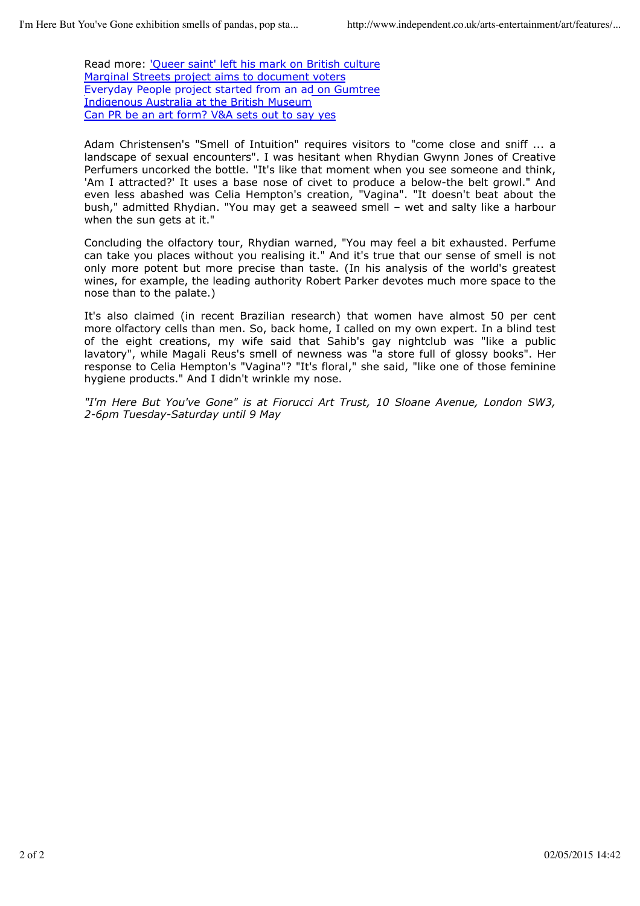Read more: ['Queer saint' left his mark on British culture](#)
[Marginal Streets project aims to document voters](#)
[Everyday People project started from an ad on Gumtree](#)
[Indigenous Australia at the British Museum](#)
[Can PR be an art form? V&A sets out to say yes](#)

Adam Christensen's "Smell of Intuition" requires visitors to "come close and sniff ... a landscape of sexual encounters". I was hesitant when Rhydian Gwynn Jones of Creative Perfumers uncorked the bottle. "It's like that moment when you see someone and think, 'Am I attracted?' It uses a base nose of civet to produce a below-the belt growl." And even less abashed was Celia Hempton's creation, "Vagina". "It doesn't beat about the bush," admitted Rhydian. "You may get a seaweed smell – wet and salty like a harbour when the sun gets at it."

Concluding the olfactory tour, Rhydian warned, "You may feel a bit exhausted. Perfume can take you places without you realising it." And it's true that our sense of smell is not only more potent but more precise than taste. (In his analysis of the world's greatest wines, for example, the leading authority Robert Parker devotes much more space to the nose than to the palate.)

It's also claimed (in recent Brazilian research) that women have almost 50 per cent more olfactory cells than men. So, back home, I called on my own expert. In a blind test of the eight creations, my wife said that Sahib's gay nightclub was "like a public lavatory", while Magali Reus's smell of newness was "a store full of glossy books". Her response to Celia Hempton's "Vagina"? "It's floral," she said, "like one of those feminine hygiene products." And I didn't wrinkle my nose.

*"I'm Here But You've Gone" is at Fiorucci Art Trust, 10 Sloane Avenue, London SW3, 2-6pm Tuesday-Saturday until 9 May*